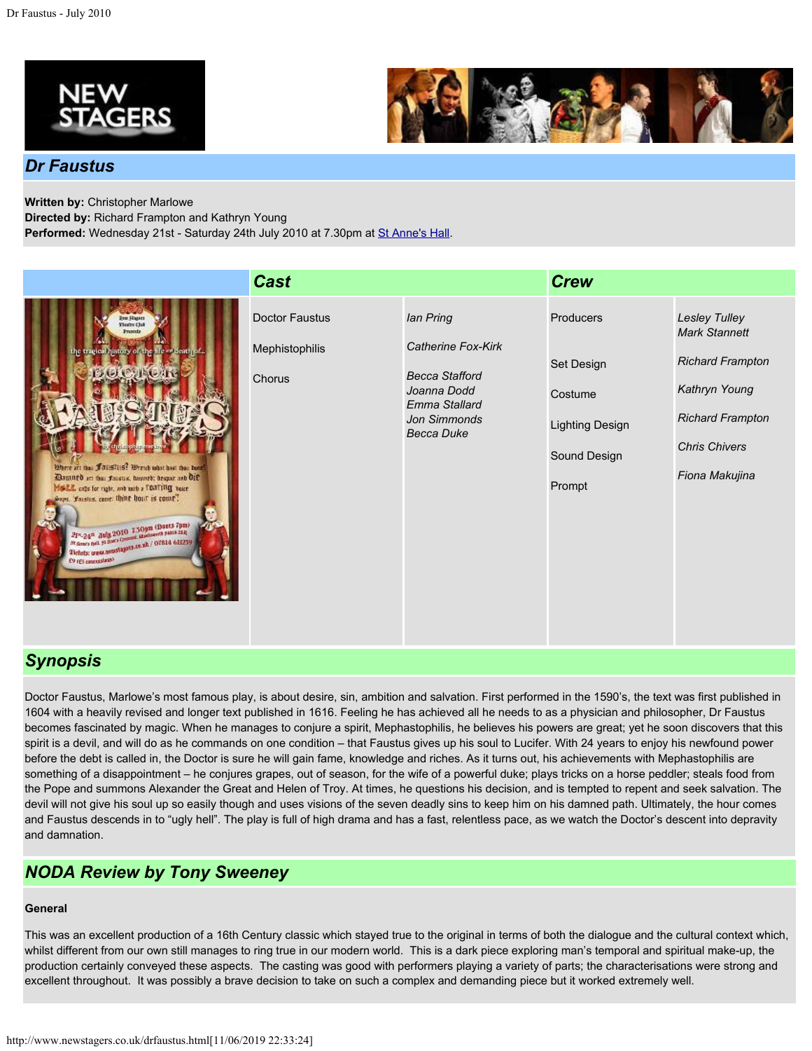# Dr Faustus

**Written by:** Christopher Marlowe
**Directed by:** Richard Frampton and Kathryn Young
**Performed:** Wednesday 21st - Saturday 24th July 2010 at 7.30pm at St Anne's Hall.

## Cast

| Role | Performer |
| --- | --- |
| Doctor Faustus | *Ian Pring* |
| Mephistophilis | *Catherine Fox-Kirk* |
| Chorus | *Becca Stafford*<br>*Joanna Dodd*<br>*Emma Stallard*<br>*Jon Simmonds*<br>*Becca Duke* |

## Crew

| Role | Name |
| --- | --- |
| Producers | *Lesley Tulley*<br>*Mark Stannett* |
| Set Design | *Richard Frampton* |
| Costume | *Kathryn Young* |
| Lighting Design | *Richard Frampton* |
| Sound Design | *Chris Chivers* |
| Prompt | *Fiona Makujina* |

## Synopsis

Doctor Faustus, Marlowe's most famous play, is about desire, sin, ambition and salvation. First performed in the 1590's, the text was first published in 1604 with a heavily revised and longer text published in 1616. Feeling he has achieved all he needs to as a physician and philosopher, Dr Faustus becomes fascinated by magic. When he manages to conjure a spirit, Mephastophilis, he believes his powers are great; yet he soon discovers that this spirit is a devil, and will do as he commands on one condition – that Faustus gives up his soul to Lucifer. With 24 years to enjoy his newfound power before the debt is called in, the Doctor is sure he will gain fame, knowledge and riches. As it turns out, his achievements with Mephastophilis are something of a disappointment – he conjures grapes, out of season, for the wife of a powerful duke; plays tricks on a horse peddler; steals food from the Pope and summons Alexander the Great and Helen of Troy. At times, he questions his decision, and is tempted to repent and seek salvation. The devil will not give his soul up so easily though and uses visions of the seven deadly sins to keep him on his damned path. Ultimately, the hour comes and Faustus descends in to "ugly hell". The play is full of high drama and has a fast, relentless pace, as we watch the Doctor's descent into depravity and damnation.

## NODA Review by Tony Sweeney

### General

This was an excellent production of a 16th Century classic which stayed true to the original in terms of both the dialogue and the cultural context which, whilst different from our own still manages to ring true in our modern world. This is a dark piece exploring man's temporal and spiritual make-up, the production certainly conveyed these aspects. The casting was good with performers playing a variety of parts; the characterisations were strong and excellent throughout. It was possibly a brave decision to take on such a complex and demanding piece but it worked extremely well.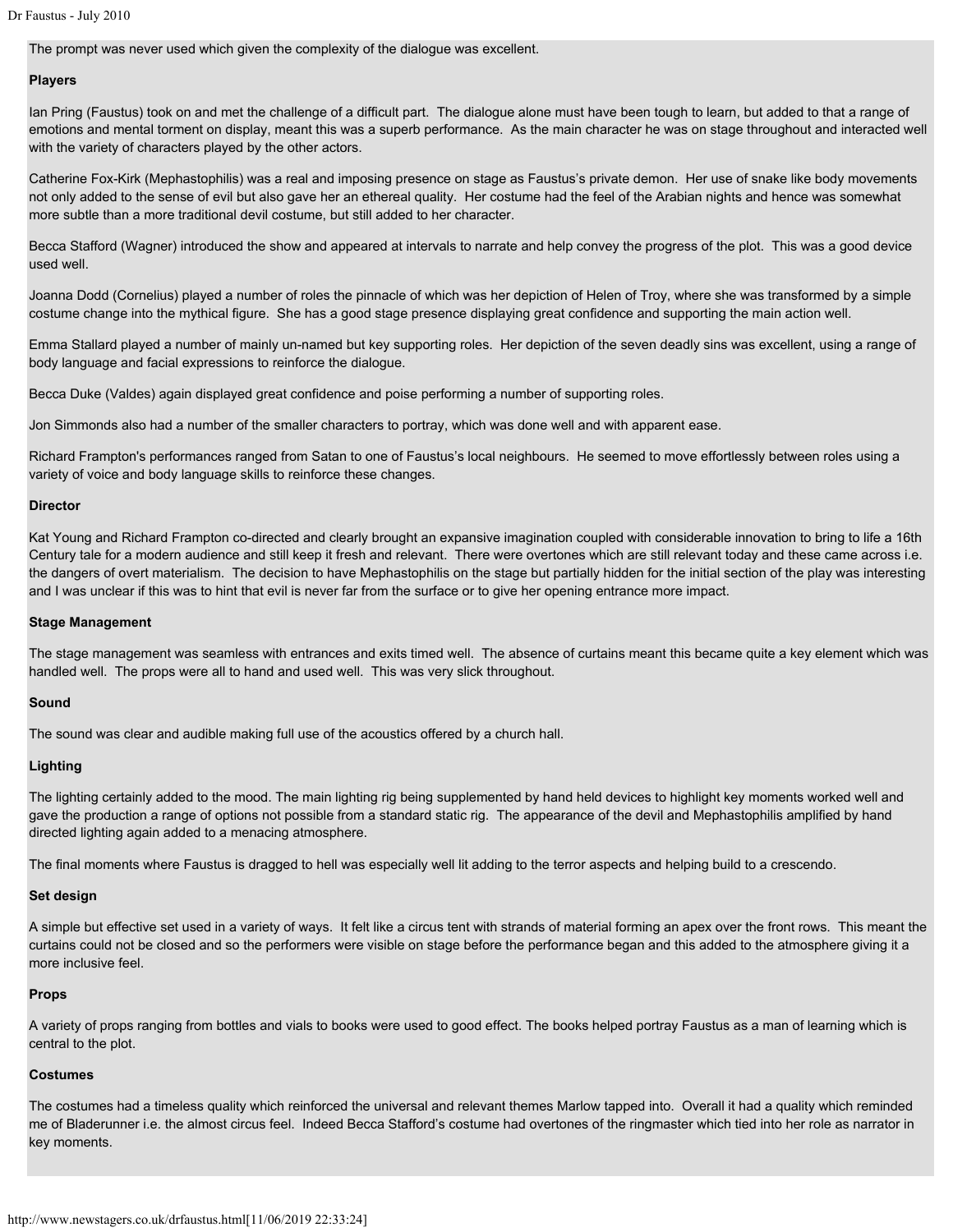The prompt was never used which given the complexity of the dialogue was excellent.

**Players**

Ian Pring (Faustus) took on and met the challenge of a difficult part. The dialogue alone must have been tough to learn, but added to that a range of emotions and mental torment on display, meant this was a superb performance. As the main character he was on stage throughout and interacted well with the variety of characters played by the other actors.

Catherine Fox-Kirk (Mephastophilis) was a real and imposing presence on stage as Faustus's private demon. Her use of snake like body movements not only added to the sense of evil but also gave her an ethereal quality. Her costume had the feel of the Arabian nights and hence was somewhat more subtle than a more traditional devil costume, but still added to her character.

Becca Stafford (Wagner) introduced the show and appeared at intervals to narrate and help convey the progress of the plot. This was a good device used well.

Joanna Dodd (Cornelius) played a number of roles the pinnacle of which was her depiction of Helen of Troy, where she was transformed by a simple costume change into the mythical figure. She has a good stage presence displaying great confidence and supporting the main action well.

Emma Stallard played a number of mainly un-named but key supporting roles. Her depiction of the seven deadly sins was excellent, using a range of body language and facial expressions to reinforce the dialogue.

Becca Duke (Valdes) again displayed great confidence and poise performing a number of supporting roles.

Jon Simmonds also had a number of the smaller characters to portray, which was done well and with apparent ease.

Richard Frampton's performances ranged from Satan to one of Faustus's local neighbours. He seemed to move effortlessly between roles using a variety of voice and body language skills to reinforce these changes.

**Director**

Kat Young and Richard Frampton co-directed and clearly brought an expansive imagination coupled with considerable innovation to bring to life a 16th Century tale for a modern audience and still keep it fresh and relevant. There were overtones which are still relevant today and these came across i.e. the dangers of overt materialism. The decision to have Mephastophilis on the stage but partially hidden for the initial section of the play was interesting and I was unclear if this was to hint that evil is never far from the surface or to give her opening entrance more impact.

**Stage Management**

The stage management was seamless with entrances and exits timed well. The absence of curtains meant this became quite a key element which was handled well. The props were all to hand and used well. This was very slick throughout.

**Sound**

The sound was clear and audible making full use of the acoustics offered by a church hall.

**Lighting**

The lighting certainly added to the mood. The main lighting rig being supplemented by hand held devices to highlight key moments worked well and gave the production a range of options not possible from a standard static rig. The appearance of the devil and Mephastophilis amplified by hand directed lighting again added to a menacing atmosphere.

The final moments where Faustus is dragged to hell was especially well lit adding to the terror aspects and helping build to a crescendo.

**Set design**

A simple but effective set used in a variety of ways. It felt like a circus tent with strands of material forming an apex over the front rows. This meant the curtains could not be closed and so the performers were visible on stage before the performance began and this added to the atmosphere giving it a more inclusive feel.

**Props**

A variety of props ranging from bottles and vials to books were used to good effect. The books helped portray Faustus as a man of learning which is central to the plot.

**Costumes**

The costumes had a timeless quality which reinforced the universal and relevant themes Marlow tapped into. Overall it had a quality which reminded me of Bladerunner i.e. the almost circus feel. Indeed Becca Stafford's costume had overtones of the ringmaster which tied into her role as narrator in key moments.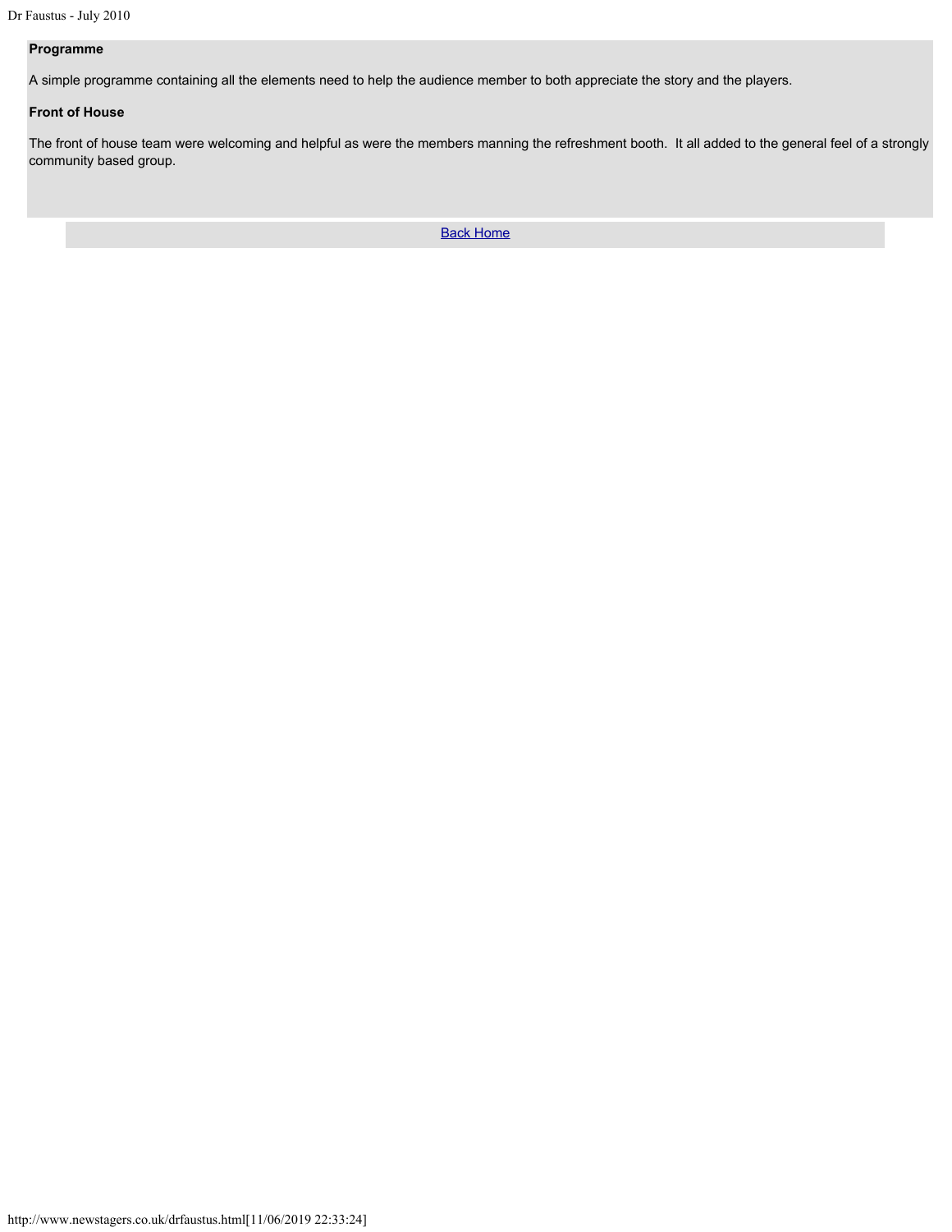**Programme**

A simple programme containing all the elements need to help the audience member to both appreciate the story and the players.

**Front of House**

The front of house team were welcoming and helpful as were the members manning the refreshment booth. It all added to the general feel of a strongly community based group.

[Back Home]